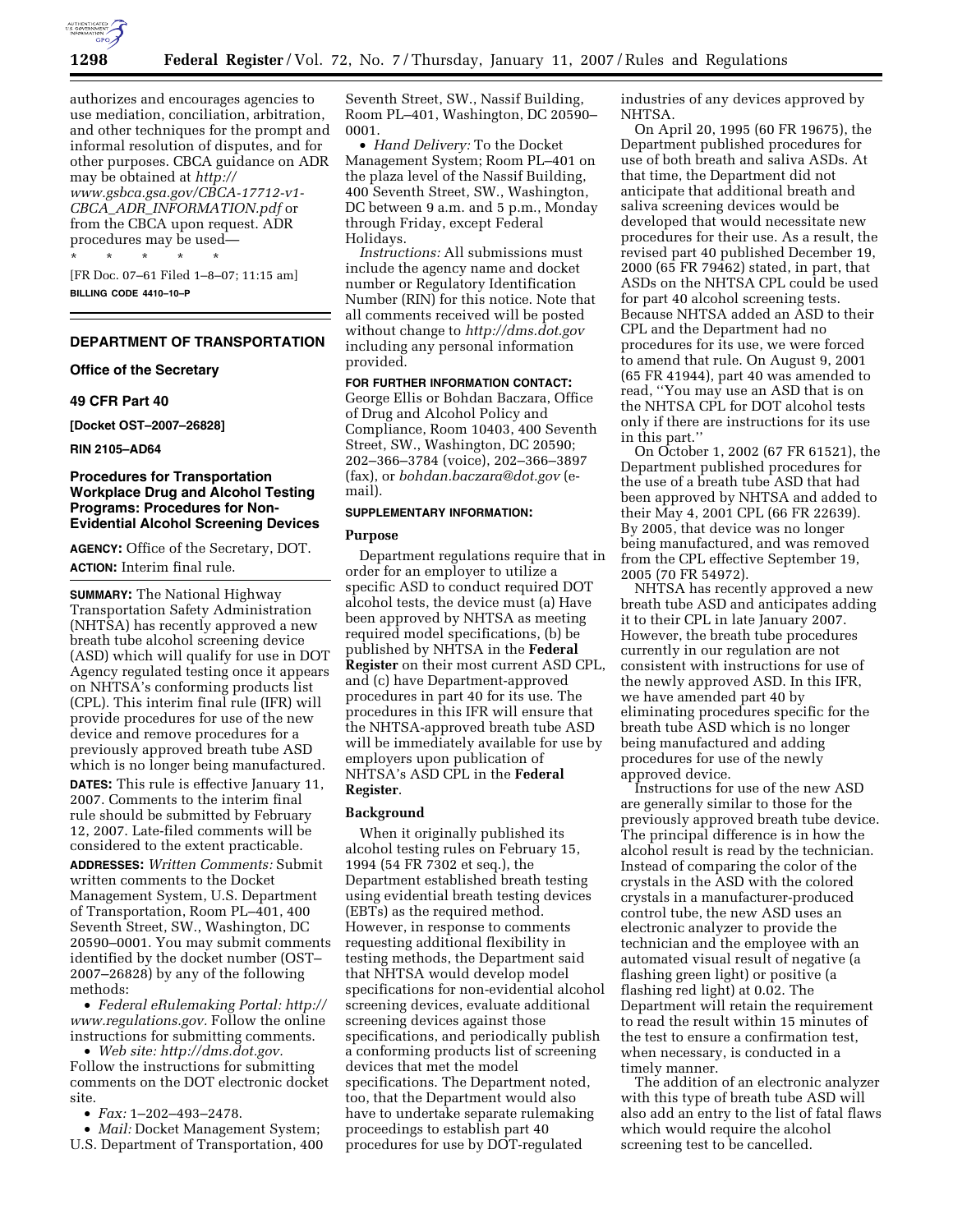authorizes and encourages agencies to use mediation, conciliation, arbitration, and other techniques for the prompt and informal resolution of disputes, and for other purposes. CBCA guidance on ADR may be obtained at *http://www.gsbca.gsa.gov/CBCA-17712-v1-CBCA_ADR_INFORMATION.pdf* or from the CBCA upon request. ADR procedures may be used—

\* \* \* \* \*

[FR Doc. 07–61 Filed 1–8–07; 11:15 am]

**BILLING CODE 4410–10–P**

## DEPARTMENT OF TRANSPORTATION

### Office of the Secretary

### 49 CFR Part 40

**[Docket OST–2007–26828]**

**RIN 2105–AD64**

### Procedures for Transportation Workplace Drug and Alcohol Testing Programs: Procedures for Non-Evidential Alcohol Screening Devices

**AGENCY:** Office of the Secretary, DOT.

**ACTION:** Interim final rule.

**SUMMARY:** The National Highway Transportation Safety Administration (NHTSA) has recently approved a new breath tube alcohol screening device (ASD) which will qualify for use in DOT Agency regulated testing once it appears on NHTSA's conforming products list (CPL). This interim final rule (IFR) will provide procedures for use of the new device and remove procedures for a previously approved breath tube ASD which is no longer being manufactured.

**DATES:** This rule is effective January 11, 2007. Comments to the interim final rule should be submitted by February 12, 2007. Late-filed comments will be considered to the extent practicable.

**ADDRESSES:** *Written Comments:* Submit written comments to the Docket Management System, U.S. Department of Transportation, Room PL–401, 400 Seventh Street, SW., Washington, DC 20590–0001. You may submit comments identified by the docket number (OST–2007–26828) by any of the following methods:

- *Federal eRulemaking Portal: http://www.regulations.gov.* Follow the online instructions for submitting comments.
- *Web site: http://dms.dot.gov.* Follow the instructions for submitting comments on the DOT electronic docket site.
- *Fax:* 1–202–493–2478.
- *Mail:* Docket Management System; U.S. Department of Transportation, 400 Seventh Street, SW., Nassif Building, Room PL–401, Washington, DC 20590–0001.
- *Hand Delivery:* To the Docket Management System; Room PL–401 on the plaza level of the Nassif Building, 400 Seventh Street, SW., Washington, DC between 9 a.m. and 5 p.m., Monday through Friday, except Federal Holidays.

*Instructions:* All submissions must include the agency name and docket number or Regulatory Identification Number (RIN) for this notice. Note that all comments received will be posted without change to *http://dms.dot.gov* including any personal information provided.

**FOR FURTHER INFORMATION CONTACT:** George Ellis or Bohdan Baczara, Office of Drug and Alcohol Policy and Compliance, Room 10403, 400 Seventh Street, SW., Washington, DC 20590; 202–366–3784 (voice), 202–366–3897 (fax), or *bohdan.baczara@dot.gov* (e-mail).

**SUPPLEMENTARY INFORMATION:**

### Purpose

Department regulations require that in order for an employer to utilize a specific ASD to conduct required DOT alcohol tests, the device must (a) Have been approved by NHTSA as meeting required model specifications, (b) be published by NHTSA in the **Federal Register** on their most current ASD CPL, and (c) have Department-approved procedures in part 40 for its use. The procedures in this IFR will ensure that the NHTSA-approved breath tube ASD will be immediately available for use by employers upon publication of NHTSA's ASD CPL in the **Federal Register**.

### Background

When it originally published its alcohol testing rules on February 15, 1994 (54 FR 7302 et seq.), the Department established breath testing using evidential breath testing devices (EBTs) as the required method. However, in response to comments requesting additional flexibility in testing methods, the Department said that NHTSA would develop model specifications for non-evidential alcohol screening devices, evaluate additional screening devices against those specifications, and periodically publish a conforming products list of screening devices that met the model specifications. The Department noted, too, that the Department would also have to undertake separate rulemaking proceedings to establish part 40 procedures for use by DOT-regulated industries of any devices approved by NHTSA.

On April 20, 1995 (60 FR 19675), the Department published procedures for use of both breath and saliva ASDs. At that time, the Department did not anticipate that additional breath and saliva screening devices would be developed that would necessitate new procedures for their use. As a result, the revised part 40 published December 19, 2000 (65 FR 79462) stated, in part, that ASDs on the NHTSA CPL could be used for part 40 alcohol screening tests. Because NHTSA added an ASD to their CPL and the Department had no procedures for its use, we were forced to amend that rule. On August 9, 2001 (65 FR 41944), part 40 was amended to read, ''You may use an ASD that is on the NHTSA CPL for DOT alcohol tests only if there are instructions for its use in this part.''

On October 1, 2002 (67 FR 61521), the Department published procedures for the use of a breath tube ASD that had been approved by NHTSA and added to their May 4, 2001 CPL (66 FR 22639). By 2005, that device was no longer being manufactured, and was removed from the CPL effective September 19, 2005 (70 FR 54972).

NHTSA has recently approved a new breath tube ASD and anticipates adding it to their CPL in late January 2007. However, the breath tube procedures currently in our regulation are not consistent with instructions for use of the newly approved ASD. In this IFR, we have amended part 40 by eliminating procedures specific for the breath tube ASD which is no longer being manufactured and adding procedures for use of the newly approved device.

Instructions for use of the new ASD are generally similar to those for the previously approved breath tube device. The principal difference is in how the alcohol result is read by the technician. Instead of comparing the color of the crystals in the ASD with the colored crystals in a manufacturer-produced control tube, the new ASD uses an electronic analyzer to provide the technician and the employee with an automated visual result of negative (a flashing green light) or positive (a flashing red light) at 0.02. The Department will retain the requirement to read the result within 15 minutes of the test to ensure a confirmation test, when necessary, is conducted in a timely manner.

The addition of an electronic analyzer with this type of breath tube ASD will also add an entry to the list of fatal flaws which would require the alcohol screening test to be cancelled.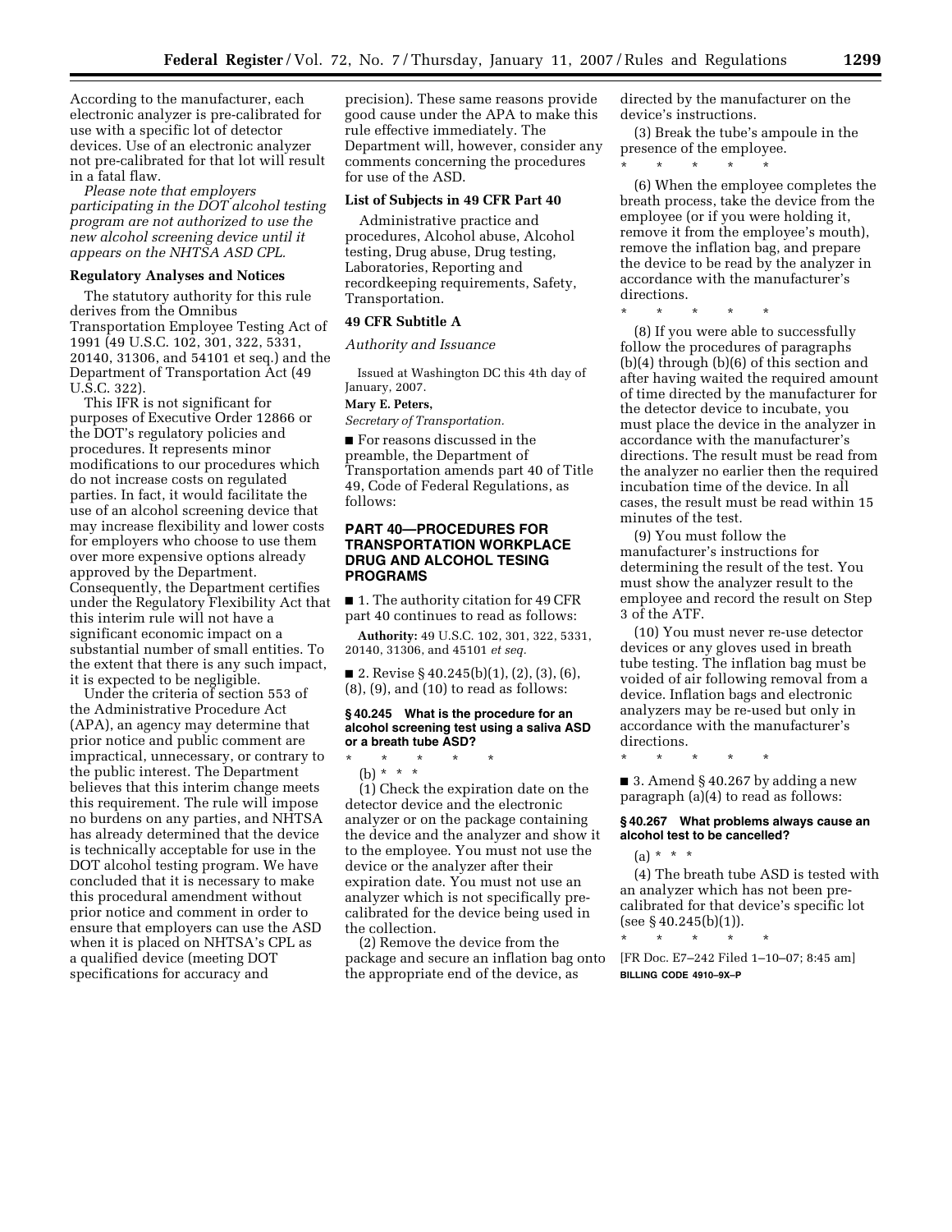According to the manufacturer, each electronic analyzer is pre-calibrated for use with a specific lot of detector devices. Use of an electronic analyzer not pre-calibrated for that lot will result in a fatal flaw.

*Please note that employers participating in the DOT alcohol testing program are not authorized to use the new alcohol screening device until it appears on the NHTSA ASD CPL.*

**Regulatory Analyses and Notices**

The statutory authority for this rule derives from the Omnibus Transportation Employee Testing Act of 1991 (49 U.S.C. 102, 301, 322, 5331, 20140, 31306, and 54101 et seq.) and the Department of Transportation Act (49 U.S.C. 322).

This IFR is not significant for purposes of Executive Order 12866 or the DOT's regulatory policies and procedures. It represents minor modifications to our procedures which do not increase costs on regulated parties. In fact, it would facilitate the use of an alcohol screening device that may increase flexibility and lower costs for employers who choose to use them over more expensive options already approved by the Department. Consequently, the Department certifies under the Regulatory Flexibility Act that this interim rule will not have a significant economic impact on a substantial number of small entities. To the extent that there is any such impact, it is expected to be negligible.

Under the criteria of section 553 of the Administrative Procedure Act (APA), an agency may determine that prior notice and public comment are impractical, unnecessary, or contrary to the public interest. The Department believes that this interim change meets this requirement. The rule will impose no burdens on any parties, and NHTSA has already determined that the device is technically acceptable for use in the DOT alcohol testing program. We have concluded that it is necessary to make this procedural amendment without prior notice and comment in order to ensure that employers can use the ASD when it is placed on NHTSA's CPL as a qualified device (meeting DOT specifications for accuracy and precision). These same reasons provide good cause under the APA to make this rule effective immediately. The Department will, however, consider any comments concerning the procedures for use of the ASD.

**List of Subjects in 49 CFR Part 40**

Administrative practice and procedures, Alcohol abuse, Alcohol testing, Drug abuse, Drug testing, Laboratories, Reporting and recordkeeping requirements, Safety, Transportation.

**49 CFR Subtitle A**

*Authority and Issuance*

Issued at Washington DC this 4th day of January, 2007.

**Mary E. Peters,**

*Secretary of Transportation.*

■ For reasons discussed in the preamble, the Department of Transportation amends part 40 of Title 49, Code of Federal Regulations, as follows:

## PART 40—PROCEDURES FOR TRANSPORTATION WORKPLACE DRUG AND ALCOHOL TESING PROGRAMS

■ 1. The authority citation for 49 CFR part 40 continues to read as follows:

**Authority:** 49 U.S.C. 102, 301, 322, 5331, 20140, 31306, and 45101 *et seq.*

■ 2. Revise § 40.245(b)(1), (2), (3), (6), (8), (9), and (10) to read as follows:

**§ 40.245 What is the procedure for an alcohol screening test using a saliva ASD or a breath tube ASD?**

\* \* \* \* \*

(b) \* \* \*

(1) Check the expiration date on the detector device and the electronic analyzer or on the package containing the device and the analyzer and show it to the employee. You must not use the device or the analyzer after their expiration date. You must not use an analyzer which is not specifically pre-calibrated for the device being used in the collection.

(2) Remove the device from the package and secure an inflation bag onto the appropriate end of the device, as directed by the manufacturer on the device's instructions.

(3) Break the tube's ampoule in the presence of the employee.

\* \* \* \* \*

(6) When the employee completes the breath process, take the device from the employee (or if you were holding it, remove it from the employee's mouth), remove the inflation bag, and prepare the device to be read by the analyzer in accordance with the manufacturer's directions.

\* \* \* \* \*

(8) If you were able to successfully follow the procedures of paragraphs (b)(4) through (b)(6) of this section and after having waited the required amount of time directed by the manufacturer for the detector device to incubate, you must place the device in the analyzer in accordance with the manufacturer's directions. The result must be read from the analyzer no earlier then the required incubation time of the device. In all cases, the result must be read within 15 minutes of the test.

(9) You must follow the manufacturer's instructions for determining the result of the test. You must show the analyzer result to the employee and record the result on Step 3 of the ATF.

(10) You must never re-use detector devices or any gloves used in breath tube testing. The inflation bag must be voided of air following removal from a device. Inflation bags and electronic analyzers may be re-used but only in accordance with the manufacturer's directions.

\* \* \* \* \*

■ 3. Amend § 40.267 by adding a new paragraph (a)(4) to read as follows:

**§ 40.267 What problems always cause an alcohol test to be cancelled?**

(a) \* \* \*

(4) The breath tube ASD is tested with an analyzer which has not been pre-calibrated for that device's specific lot (see § 40.245(b)(1)).

\* \* \* \* \*

[FR Doc. E7–242 Filed 1–10–07; 8:45 am]

**BILLING CODE 4910–9X–P**